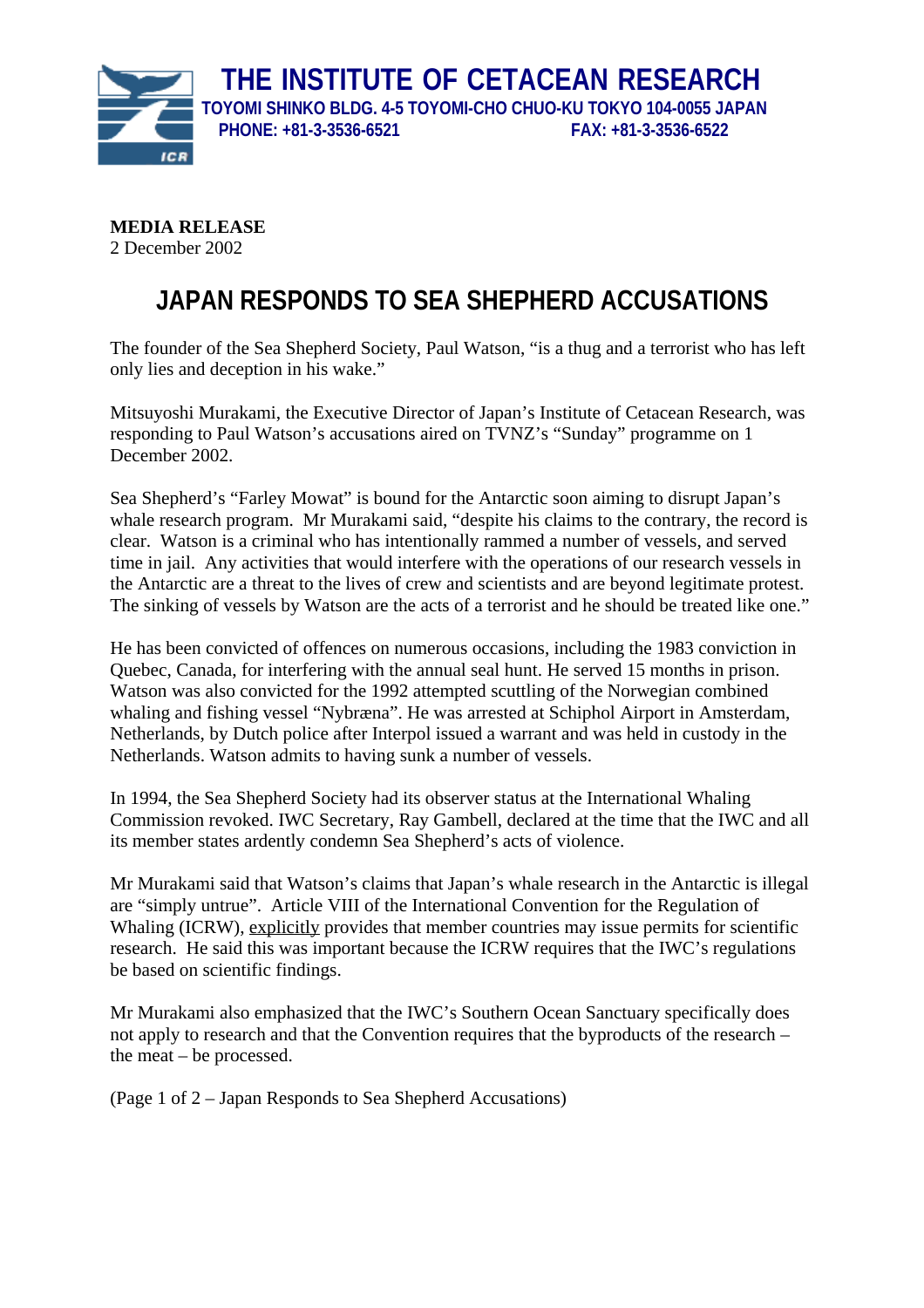# THE INSTITUTE OF CETACEAN RESEARCH

**TOYOMI SHINKO BLDG. 4-5 TOYOMI-CHO CHUO-KU TOKYO 104-0055 JAPAN**
**PHONE: +81-3-3536-6521 FAX: +81-3-3536-6522**

**MEDIA RELEASE**
2 December 2002

## JAPAN RESPONDS TO SEA SHEPHERD ACCUSATIONS

The founder of the Sea Shepherd Society, Paul Watson, "is a thug and a terrorist who has left only lies and deception in his wake."

Mitsuyoshi Murakami, the Executive Director of Japan's Institute of Cetacean Research, was responding to Paul Watson's accusations aired on TVNZ's "Sunday" programme on 1 December 2002.

Sea Shepherd's "Farley Mowat" is bound for the Antarctic soon aiming to disrupt Japan's whale research program. Mr Murakami said, "despite his claims to the contrary, the record is clear. Watson is a criminal who has intentionally rammed a number of vessels, and served time in jail. Any activities that would interfere with the operations of our research vessels in the Antarctic are a threat to the lives of crew and scientists and are beyond legitimate protest. The sinking of vessels by Watson are the acts of a terrorist and he should be treated like one."

He has been convicted of offences on numerous occasions, including the 1983 conviction in Quebec, Canada, for interfering with the annual seal hunt. He served 15 months in prison. Watson was also convicted for the 1992 attempted scuttling of the Norwegian combined whaling and fishing vessel "Nybræna". He was arrested at Schiphol Airport in Amsterdam, Netherlands, by Dutch police after Interpol issued a warrant and was held in custody in the Netherlands. Watson admits to having sunk a number of vessels.

In 1994, the Sea Shepherd Society had its observer status at the International Whaling Commission revoked. IWC Secretary, Ray Gambell, declared at the time that the IWC and all its member states ardently condemn Sea Shepherd's acts of violence.

Mr Murakami said that Watson's claims that Japan's whale research in the Antarctic is illegal are "simply untrue". Article VIII of the International Convention for the Regulation of Whaling (ICRW), explicitly provides that member countries may issue permits for scientific research. He said this was important because the ICRW requires that the IWC's regulations be based on scientific findings.

Mr Murakami also emphasized that the IWC's Southern Ocean Sanctuary specifically does not apply to research and that the Convention requires that the byproducts of the research – the meat – be processed.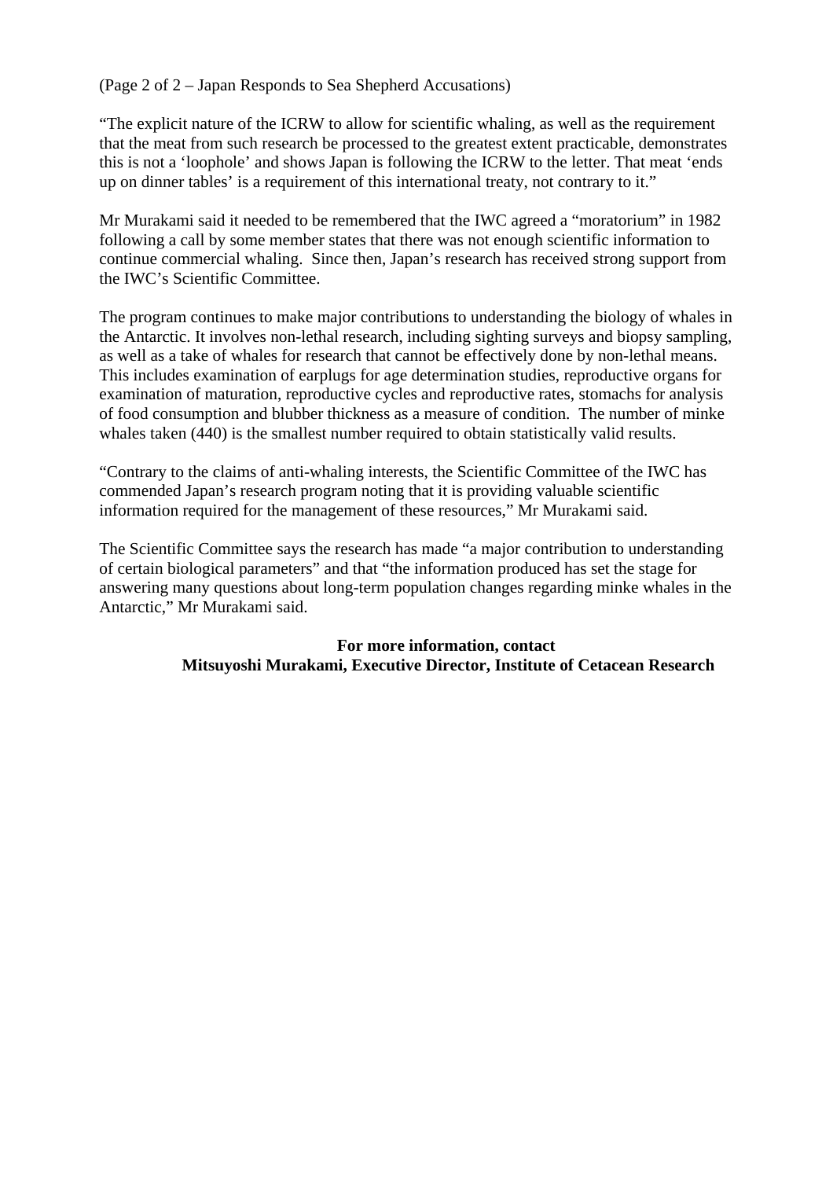"The explicit nature of the ICRW to allow for scientific whaling, as well as the requirement that the meat from such research be processed to the greatest extent practicable, demonstrates this is not a 'loophole' and shows Japan is following the ICRW to the letter. That meat 'ends up on dinner tables' is a requirement of this international treaty, not contrary to it."

Mr Murakami said it needed to be remembered that the IWC agreed a "moratorium" in 1982 following a call by some member states that there was not enough scientific information to continue commercial whaling. Since then, Japan's research has received strong support from the IWC's Scientific Committee.

The program continues to make major contributions to understanding the biology of whales in the Antarctic. It involves non-lethal research, including sighting surveys and biopsy sampling, as well as a take of whales for research that cannot be effectively done by non-lethal means. This includes examination of earplugs for age determination studies, reproductive organs for examination of maturation, reproductive cycles and reproductive rates, stomachs for analysis of food consumption and blubber thickness as a measure of condition. The number of minke whales taken (440) is the smallest number required to obtain statistically valid results.

"Contrary to the claims of anti-whaling interests, the Scientific Committee of the IWC has commended Japan's research program noting that it is providing valuable scientific information required for the management of these resources," Mr Murakami said.

The Scientific Committee says the research has made "a major contribution to understanding of certain biological parameters" and that "the information produced has set the stage for answering many questions about long-term population changes regarding minke whales in the Antarctic," Mr Murakami said.

**For more information, contact**
**Mitsuyoshi Murakami, Executive Director, Institute of Cetacean Research**